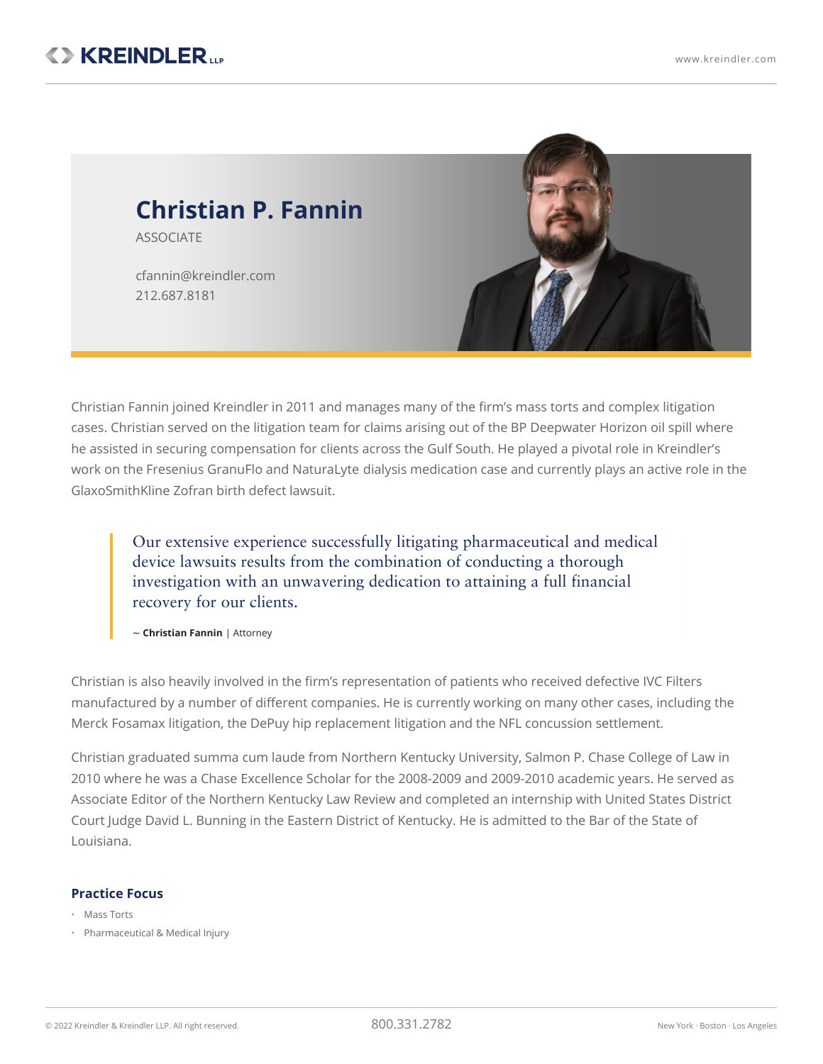# Christian P. Fannin

ASSOCIATE

cfannin@kreindler.com
212.687.8181

Christian Fannin joined Kreindler in 2011 and manages many of the firm's mass torts and complex litigation cases. Christian served on the litigation team for claims arising out of the BP Deepwater Horizon oil spill where he assisted in securing compensation for clients across the Gulf South. He played a pivotal role in Kreindler's work on the Fresenius GranuFlo and NaturaLyte dialysis medication case and currently plays an active role in the GlaxoSmithKline Zofran birth defect lawsuit.

> Our extensive experience successfully litigating pharmaceutical and medical device lawsuits results from the combination of conducting a thorough investigation with an unwavering dedication to attaining a full financial recovery for our clients.
>
> ~ **Christian Fannin** | Attorney

Christian is also heavily involved in the firm's representation of patients who received defective IVC Filters manufactured by a number of different companies. He is currently working on many other cases, including the Merck Fosamax litigation, the DePuy hip replacement litigation and the NFL concussion settlement.

Christian graduated summa cum laude from Northern Kentucky University, Salmon P. Chase College of Law in 2010 where he was a Chase Excellence Scholar for the 2008-2009 and 2009-2010 academic years. He served as Associate Editor of the Northern Kentucky Law Review and completed an internship with United States District Court Judge David L. Bunning in the Eastern District of Kentucky. He is admitted to the Bar of the State of Louisiana.

### Practice Focus

- Mass Torts
- Pharmaceutical & Medical Injury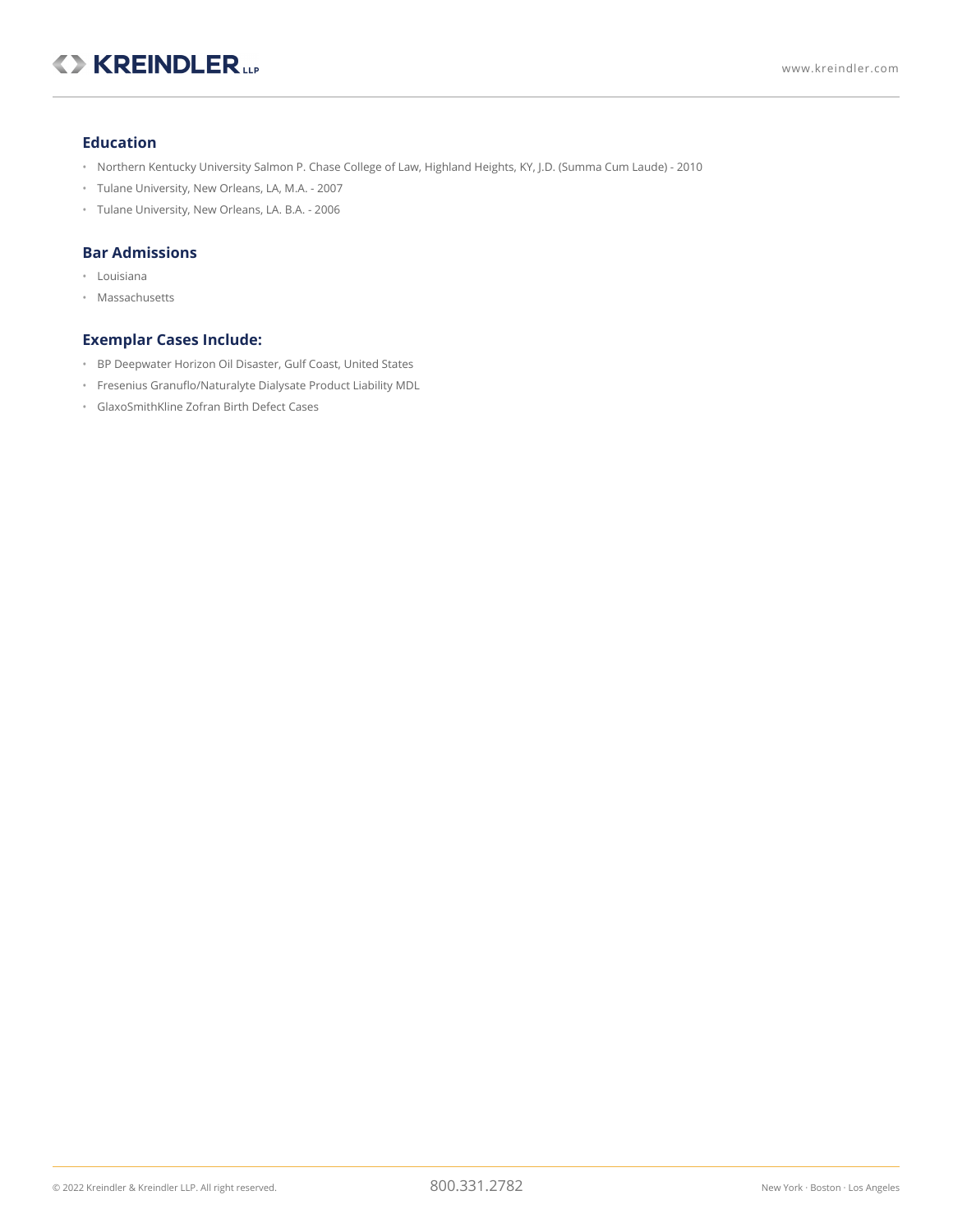## Education

- Northern Kentucky University Salmon P. Chase College of Law, Highland Heights, KY, J.D. (Summa Cum Laude) - 2010
- Tulane University, New Orleans, LA, M.A. - 2007
- Tulane University, New Orleans, LA. B.A. - 2006

## Bar Admissions

- Louisiana
- Massachusetts

## Exemplar Cases Include:

- BP Deepwater Horizon Oil Disaster, Gulf Coast, United States
- Fresenius Granuflo/Naturalyte Dialysate Product Liability MDL
- GlaxoSmithKline Zofran Birth Defect Cases